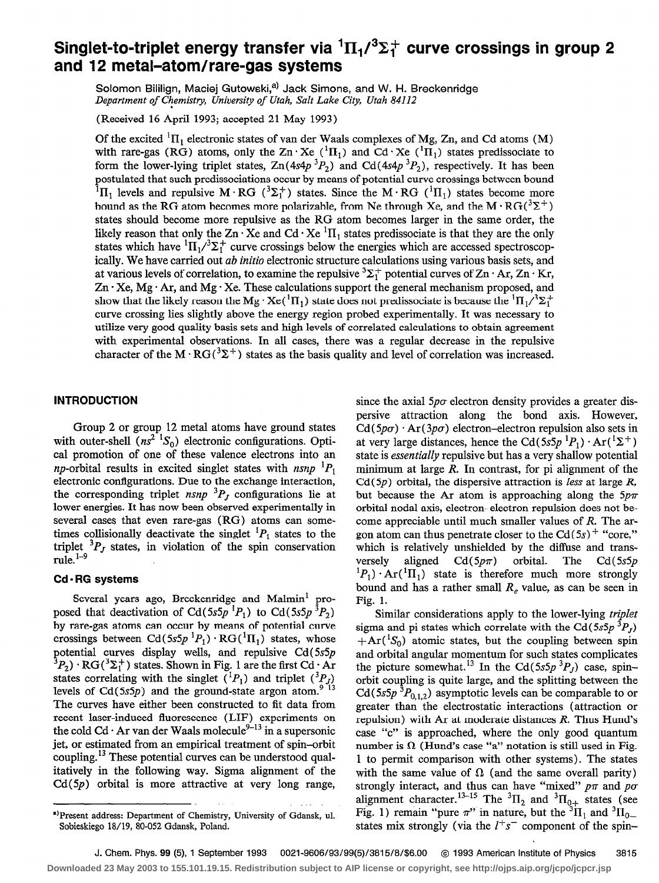# Singlet-to-triplet energy transfer via $^1\Pi_1/^3\Sigma_1^+$ curve crossings in group 2 and 12 metal–atom/rare-gas systems

Solomon Bililign, Maciej Gutowski,[a] Jack Simons, and W. H. Breckenridge
*Department of Chemistry, University of Utah, Salt Lake City, Utah 84112*

(Received 16 April 1993; accepted 21 May 1993)

Of the excited $^1\Pi_1$ electronic states of van der Waals complexes of Mg, Zn, and Cd atoms (M) with rare-gas (RG) atoms, only the Zn·Xe ($^1\Pi_1$) and Cd·Xe ($^1\Pi_1$) states predissociate to form the lower-lying triplet states, Zn($4s4p\ ^3P_2$) and Cd($4s4p\ ^3P_2$), respectively. It has been postulated that such predissociations occur by means of potential curve crossings between bound $^1\Pi_1$ levels and repulsive M·RG ($^3\Sigma_1^+$) states. Since the M·RG ($^1\Pi_1$) states become more bound as the RG atom becomes more polarizable, from Ne through Xe, and the M·RG($^3\Sigma^+$) states should become more repulsive as the RG atom becomes larger in the same order, the likely reason that only the Zn·Xe and Cd·Xe $^1\Pi_1$ states predissociate is that they are the only states which have $^1\Pi_1/^3\Sigma_1^+$ curve crossings below the energies which are accessed spectroscopically. We have carried out *ab initio* electronic structure calculations using various basis sets, and at various levels of correlation, to examine the repulsive $^3\Sigma_1^+$ potential curves of Zn·Ar, Zn·Kr, Zn·Xe, Mg·Ar, and Mg·Xe. These calculations support the general mechanism proposed, and show that the likely reason the Mg·Xe($^1\Pi_1$) state does not predissociate is because the $^1\Pi_1/^3\Sigma_1^+$ curve crossing lies slightly above the energy region probed experimentally. It was necessary to utilize very good quality basis sets and high levels of correlated calculations to obtain agreement with experimental observations. In all cases, there was a regular decrease in the repulsive character of the M·RG($^3\Sigma^+$) states as the basis quality and level of correlation was increased.

## INTRODUCTION

Group 2 or group 12 metal atoms have ground states with outer-shell ($ns^2\ ^1S_0$) electronic configurations. Optical promotion of one of these valence electrons into an $np$-orbital results in excited singlet states with $nsnp\ ^1P_1$ electronic configurations. Due to the exchange interaction, the corresponding triplet $nsnp\ ^3P_J$ configurations lie at lower energies. It has now been observed experimentally in several cases that even rare-gas (RG) atoms can sometimes collisionally deactivate the singlet $^1P_1$ states to the triplet $^3P_J$ states, in violation of the spin conservation rule.[1–9]

### Cd·RG systems

Several years ago, Breckenridge and Malmin[1] proposed that deactivation of Cd($5s5p\ ^1P_1$) to Cd($5s5p\ ^3P_2$) by rare-gas atoms can occur by means of potential curve crossings between Cd($5s5p\ ^1P_1$)·RG($^1\Pi_1$) states, whose potential curves display wells, and repulsive Cd($5s5p\ ^3P_2$)·RG($^3\Sigma_1^+$) states. Shown in Fig. 1 are the first Cd·Ar states correlating with the singlet ($^1P_1$) and triplet ($^3P_J$) levels of Cd($5s5p$) and the ground-state argon atom.[9–13] The curves have either been constructed to fit data from recent laser-induced fluorescence (LIF) experiments on the cold Cd·Ar van der Waals molecule[9–13] in a supersonic jet, or estimated from an empirical treatment of spin–orbit coupling.[13] These potential curves can be understood qualitatively in the following way. Sigma alignment of the Cd($5p$) orbital is more attractive at very long range, since the axial $5p\sigma$ electron density provides a greater dispersive attraction along the bond axis. However, Cd($5p\sigma$)·Ar($3p\sigma$) electron–electron repulsion also sets in at very large distances, hence the Cd($5s5p\ ^1P_1$)·Ar($^1\Sigma^+$) state is *essentially* repulsive but has a very shallow potential minimum at large $R$. In contrast, for pi alignment of the Cd($5p$) orbital, the dispersive attraction is *less* at large $R$, but because the Ar atom is approaching along the $5p\pi$ orbital nodal axis, electron–electron repulsion does not become appreciable until much smaller values of $R$. The argon atom can thus penetrate closer to the Cd($5s$)$^+$ "core," which is relatively unshielded by the diffuse and transversely aligned Cd($5p\pi$) orbital. The Cd($5s5p\ ^1P_1$)·Ar($^1\Pi_1$) state is therefore much more strongly bound and has a rather small $R_e$ value, as can be seen in Fig. 1.

Similar considerations apply to the lower-lying *triplet* sigma and pi states which correlate with the Cd($5s5p\ ^3P_J$) + Ar($^1S_0$) atomic states, but the coupling between spin and orbital angular momentum for such states complicates the picture somewhat.[13] In the Cd($5s5p\ ^3P_J$) case, spin–orbit coupling is quite large, and the splitting between the Cd($5s5p\ ^3P_{0,1,2}$) asymptotic levels can be comparable to or greater than the electrostatic interactions (attraction or repulsion) with Ar at moderate distances $R$. Thus Hund's case "c" is approached, where the only good quantum number is $\Omega$ (Hund's case "a" notation is still used in Fig. 1 to permit comparison with other systems). The states with the same value of $\Omega$ (and the same overall parity) strongly interact, and thus can have "mixed" $p\pi$ and $p\sigma$ alignment character.[13–15] The $^3\Pi_2$ and $^3\Pi_{0+}$ states (see Fig. 1) remain "pure $\pi$" in nature, but the $^3\Pi_1$ and $^3\Pi_{0-}$ states mix strongly (via the $l^+s^-$ component of the spin–

[a] Present address: Department of Chemistry, University of Gdansk, ul. Sobieskiego 18/19, 80-052 Gdansk, Poland.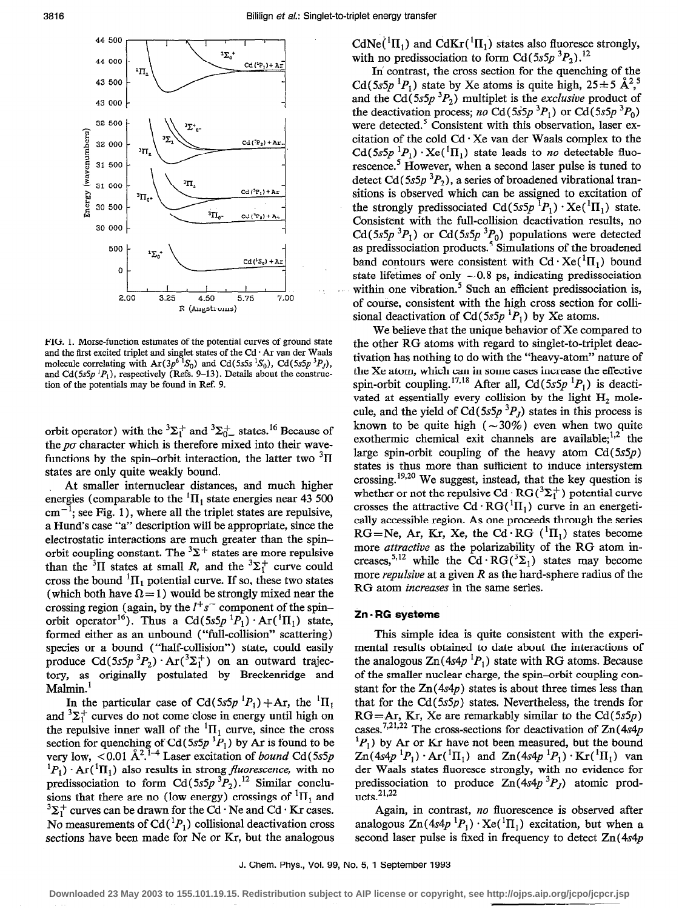FIG. 1. Morse-function estimates of the potential curves of ground state and the first excited triplet and singlet states of the Cd · Ar van der Waals molecule correlating with Ar($3p^6\ ^1S_0$) and Cd($5s5s\ ^1S_0$), Cd($5s5p\ ^3P_J$), and Cd($5s5p\ ^1P_1$), respectively (Refs. 9–13). Details about the construction of the potentials may be found in Ref. 9.

orbit operator) with the $^3\Sigma_1^+$ and $^3\Sigma_{0-}^+$ states.[16] Because of the $p\sigma$ character which is therefore mixed into their wavefunctions by the spin–orbit interaction, the latter two $^3\Pi$ states are only quite weakly bound.

At smaller internuclear distances, and much higher energies (comparable to the $^1\Pi_1$ state energies near 43 500 $\mathrm{cm}^{-1}$; see Fig. 1), where all the triplet states are repulsive, a Hund's case "a" description will be appropriate, since the electrostatic interactions are much greater than the spin–orbit coupling constant. The $^3\Sigma^+$ states are more repulsive than the $^3\Pi$ states at small $R$, and the $^3\Sigma_1^+$ curve could cross the bound $^1\Pi_1$ potential curve. If so, these two states (which both have $\Omega=1$) would be strongly mixed near the crossing region (again, by the $l^+s^-$ component of the spin–orbit operator[16]). Thus a Cd($5s5p\ ^1P_1$) · Ar($^1\Pi_1$) state, formed either as an unbound ("full-collision") scattering) species or a bound ("half-collision") state, could easily produce Cd($5s5p\ ^3P_2$) · Ar($^3\Sigma_1^+$) on an outward trajectory, as originally postulated by Breckenridge and Malmin.[1]

In the particular case of Cd($5s5p\ ^1P_1$) + Ar, the $^1\Pi_1$ and $^3\Sigma_1^+$ curves do not come close in energy until high on the repulsive inner wall of the $^1\Pi_1$ curve, since the cross section for quenching of Cd($5s5p\ ^1P_1$) by Ar is found to be very low, $<0.01$ Å$^2$.[1–4] Laser excitation of *bound* Cd($5s5p\ ^1P_1$) · Ar($^1\Pi_1$) also results in strong *fluorescence*, with no predissociation to form Cd($5s5p\ ^3P_2$).[12] Similar conclusions that there are no (low energy) crossings of $^1\Pi_1$ and $^3\Sigma_1^+$ curves can be drawn for the Cd · Ne and Cd · Kr cases. No measurements of Cd($^1P_1$) collisional deactivation cross sections have been made for Ne or Kr, but the analogous CdNe($^1\Pi_1$) and CdKr($^1\Pi_1$) states also fluoresce strongly, with no predissociation to form Cd($5s5p\ ^3P_2$).[12]

In contrast, the cross section for the quenching of the Cd($5s5p\ ^1P_1$) state by Xe atoms is quite high, $25\pm5$ Å$^2$,[5] and the Cd($5s5p\ ^3P_2$) multiplet is the *exclusive* product of the deactivation process; *no* Cd($5s5p\ ^3P_1$) or Cd($5s5p\ ^3P_0$) were detected.[5] Consistent with this observation, laser excitation of the cold Cd · Xe van der Waals complex to the Cd($5s5p\ ^1P_1$) · Xe($^1\Pi_1$) state leads to *no* detectable fluorescence.[5] However, when a second laser pulse is tuned to detect Cd($5s5p\ ^3P_2$), a series of broadened vibrational transitions is observed which can be assigned to excitation of the strongly predissociated Cd($5s5p\ ^1P_1$) · Xe($^1\Pi_1$) state. Consistent with the full-collision deactivation results, no Cd($5s5p\ ^3P_1$) or Cd($5s5p\ ^3P_0$) populations were detected as predissociation products.[5] Simulations of the broadened band contours were consistent with Cd · Xe($^1\Pi_1$) bound state lifetimes of only $\sim 0.8$ ps, indicating predissociation within one vibration.[5] Such an efficient predissociation is, of course, consistent with the high cross section for collisional deactivation of Cd($5s5p\ ^1P_1$) by Xe atoms.

We believe that the unique behavior of Xe compared to the other RG atoms with regard to singlet-to-triplet deactivation has nothing to do with the "heavy-atom" nature of the Xe atom, which can in some cases increase the effective spin-orbit coupling.[17,18] After all, Cd($5s5p\ ^1P_1$) is deactivated at essentially every collision by the light $H_2$ molecule, and the yield of Cd($5s5p\ ^3P_J$) states in this process is known to be quite high ($\sim30\%$) even when two quite exothermic chemical exit channels are available;[1,2] the large spin-orbit coupling of the heavy atom Cd($5s5p$) states is thus more than sufficient to induce intersystem crossing.[19,20] We suggest, instead, that the key question is whether or not the repulsive Cd · RG($^3\Sigma_1^+$) potential curve crosses the attractive Cd · RG($^1\Pi_1$) curve in an energetically accessible region. As one proceeds through the series RG=Ne, Ar, Kr, Xe, the Cd · RG ($^1\Pi_1$) states become more *attractive* as the polarizability of the RG atom increases,[5,12] while the Cd · RG($^3\Sigma_1$) states may become more *repulsive* at a given $R$ as the hard-sphere radius of the RG atom *increases* in the same series.

## Zn · RG systems

This simple idea is quite consistent with the experimental results obtained to date about the interactions of the analogous Zn($4s4p\ ^1P_1$) state with RG atoms. Because of the smaller nuclear charge, the spin–orbit coupling constant for the Zn($4s4p$) states is about three times less than that for the Cd($5s5p$) states. Nevertheless, the trends for RG=Ar, Kr, Xe are remarkably similar to the Cd($5s5p$) cases.[7,21,22] The cross-sections for deactivation of Zn($4s4p\ ^1P_1$) by Ar or Kr have not been measured, but the bound Zn($4s4p\ ^1P_1$) · Ar($^1\Pi_1$) and Zn($4s4p\ ^1P_1$) · Kr($^1\Pi_1$) van der Waals states fluoresce strongly, with no evidence for predissociation to produce Zn($4s4p\ ^3P_J$) atomic products.[21,22]

Again, in contrast, *no* fluorescence is observed after analogous Zn($4s4p\ ^1P_1$) · Xe($^1\Pi_1$) excitation, but when a second laser pulse is fixed in frequency to detect Zn($4s4p$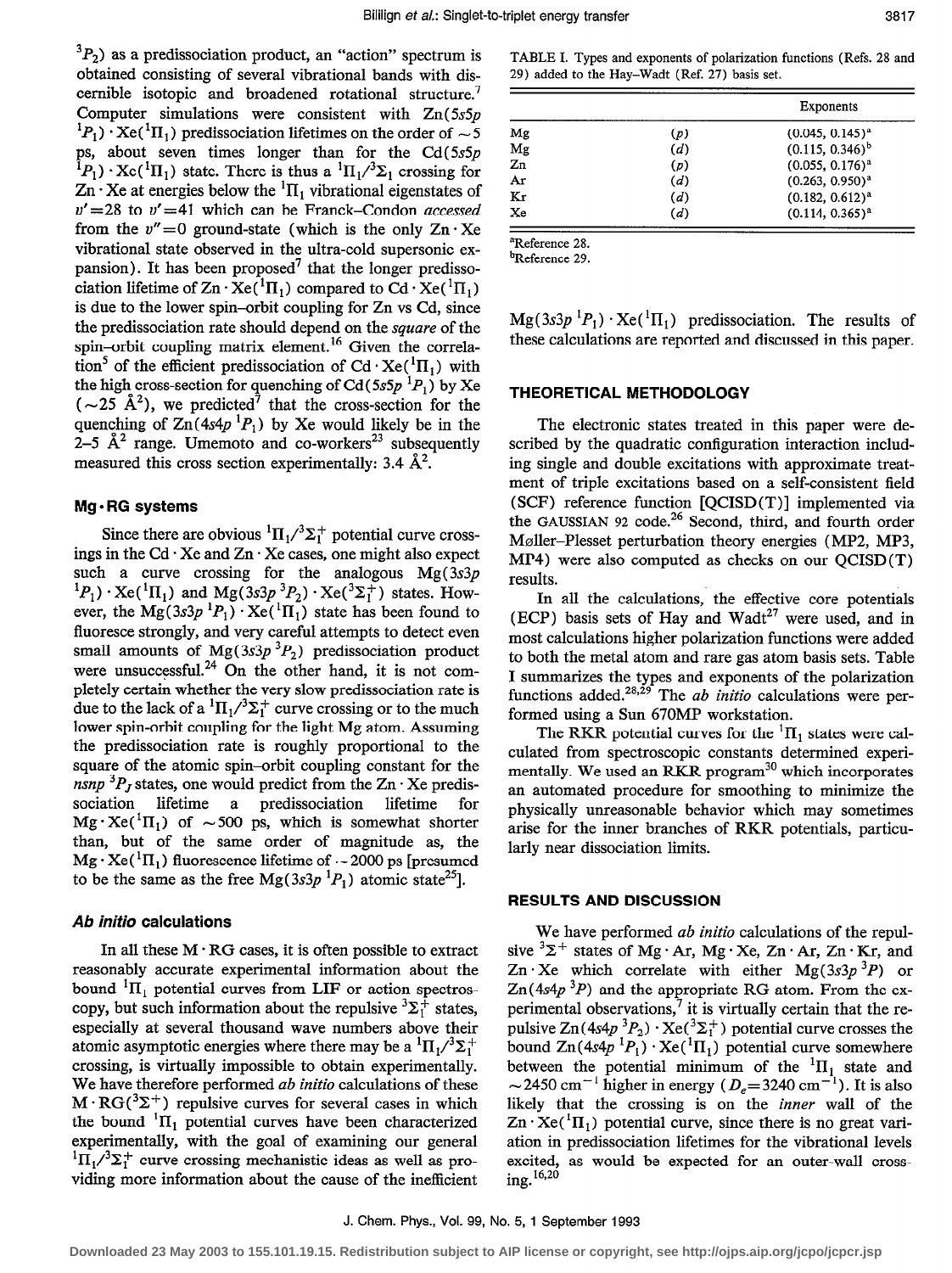$^3P_2$) as a predissociation product, an "action" spectrum is obtained consisting of several vibrational bands with discernible isotopic and broadened rotational structure.[7] Computer simulations were consistent with $Zn(5s5p\ ^1P_1)\cdot Xe(^1\Pi_1)$ predissociation lifetimes on the order of $\sim$5 ps, about seven times longer than for the $Cd(5s5p\ ^1P_1)\cdot Xe(^1\Pi_1)$ state. There is thus a $^1\Pi_1/^3\Sigma_1$ crossing for $Zn\cdot Xe$ at energies below the $^1\Pi_1$ vibrational eigenstates of $v'=28$ to $v'=41$ which can be Franck–Condon *accessed* from the $v''=0$ ground-state (which is the only $Zn\cdot Xe$ vibrational state observed in the ultra-cold supersonic expansion). It has been proposed[7] that the longer predissociation lifetime of $Zn\cdot Xe(^1\Pi_1)$ compared to $Cd\cdot Xe(^1\Pi_1)$ is due to the lower spin–orbit coupling for Zn vs Cd, since the predissociation rate should depend on the *square* of the spin–orbit coupling matrix element.[16] Given the correlation[5] of the efficient predissociation of $Cd\cdot Xe(^1\Pi_1)$ with the high cross-section for quenching of $Cd(5s5p\ ^1P_1)$ by Xe ($\sim$25 Å$^2$), we predicted[7] that the cross-section for the quenching of $Zn(4s4p\ ^1P_1)$ by Xe would likely be in the 2–5 Å$^2$ range. Umemoto and co-workers[23] subsequently measured this cross section experimentally: 3.4 Å$^2$.

## Mg·RG systems

Since there are obvious $^1\Pi_1/^3\Sigma_1^+$ potential curve crossings in the $Cd\cdot Xe$ and $Zn\cdot Xe$ cases, one might also expect such a curve crossing for the analogous $Mg(3s3p\ ^1P_1)\cdot Xe(^1\Pi_1)$ and $Mg(3s3p\ ^3P_2)\cdot Xe(^3\Sigma_1^+)$ states. However, the $Mg(3s3p\ ^1P_1)\cdot Xe(^1\Pi_1)$ state has been found to fluoresce strongly, and very careful attempts to detect even small amounts of $Mg(3s3p\ ^3P_2)$ predissociation product were unsuccessful.[24] On the other hand, it is not completely certain whether the very slow predissociation rate is due to the lack of a $^1\Pi_1/^3\Sigma_1^+$ curve crossing or to the much lower spin-orbit coupling for the light Mg atom. Assuming the predissociation rate is roughly proportional to the square of the atomic spin–orbit coupling constant for the $nsnp\ ^3P_J$ states, one would predict from the $Zn\cdot Xe$ predissociation lifetime a predissociation lifetime for $Mg\cdot Xe(^1\Pi_1)$ of $\sim$500 ps, which is somewhat shorter than, but of the same order of magnitude as, the $Mg\cdot Xe(^1\Pi_1)$ fluorescence lifetime of $\sim$2000 ps [presumed to be the same as the free $Mg(3s3p\ ^1P_1)$ atomic state[25]].

## *Ab initio* calculations

In all these M·RG cases, it is often possible to extract reasonably accurate experimental information about the bound $^1\Pi_1$ potential curves from LIF or action spectroscopy, but such information about the repulsive $^3\Sigma_1^+$ states, especially at several thousand wave numbers above their atomic asymptotic energies where there may be a $^1\Pi_1/^3\Sigma_1^+$ crossing, is virtually impossible to obtain experimentally. We have therefore performed *ab initio* calculations of these $M\cdot RG(^3\Sigma^+)$ repulsive curves for several cases in which the bound $^1\Pi_1$ potential curves have been characterized experimentally, with the goal of examining our general $^1\Pi_1/^3\Sigma_1^+$ curve crossing mechanistic ideas as well as providing more information about the cause of the inefficient

TABLE I. Types and exponents of polarization functions (Refs. 28 and 29) added to the Hay–Wadt (Ref. 27) basis set.

| | | Exponents |
|---|---|---|
| Mg | (*p*) | (0.045, 0.145)[a] |
| Mg | (*d*) | (0.115, 0.346)[b] |
| Zn | (*p*) | (0.055, 0.176)[a] |
| Ar | (*d*) | (0.263, 0.950)[a] |
| Kr | (*d*) | (0.182, 0.612)[a] |
| Xe | (*d*) | (0.114, 0.365)[a] |

[a]Reference 28.
[b]Reference 29.

$Mg(3s3p\ ^1P_1)\cdot Xe(^1\Pi_1)$ predissociation. The results of these calculations are reported and discussed in this paper.

## THEORETICAL METHODOLOGY

The electronic states treated in this paper were described by the quadratic configuration interaction including single and double excitations with approximate treatment of triple excitations based on a self-consistent field (SCF) reference function [QCISD(T)] implemented via the GAUSSIAN 92 code.[26] Second, third, and fourth order Møller–Plesset perturbation theory energies (MP2, MP3, MP4) were also computed as checks on our QCISD(T) results.

In all the calculations, the effective core potentials (ECP) basis sets of Hay and Wadt[27] were used, and in most calculations higher polarization functions were added to both the metal atom and rare gas atom basis sets. Table I summarizes the types and exponents of the polarization functions added.[28,29] The *ab initio* calculations were performed using a Sun 670MP workstation.

The RKR potential curves for the $^1\Pi_1$ states were calculated from spectroscopic constants determined experimentally. We used an RKR program[30] which incorporates an automated procedure for smoothing to minimize the physically unreasonable behavior which may sometimes arise for the inner branches of RKR potentials, particularly near dissociation limits.

## RESULTS AND DISCUSSION

We have performed *ab initio* calculations of the repulsive $^3\Sigma^+$ states of $Mg\cdot Ar$, $Mg\cdot Xe$, $Zn\cdot Ar$, $Zn\cdot Kr$, and $Zn\cdot Xe$ which correlate with either $Mg(3s3p\ ^3P)$ or $Zn(4s4p\ ^3P)$ and the appropriate RG atom. From the experimental observations,[7] it is virtually certain that the repulsive $Zn(4s4p\ ^3P_2)\cdot Xe(^3\Sigma_1^+)$ potential curve crosses the bound $Zn(4s4p\ ^1P_1)\cdot Xe(^1\Pi_1)$ potential curve somewhere between the potential minimum of the $^1\Pi_1$ state and $\sim$2450 cm$^{-1}$ higher in energy ($D_e=3240$ cm$^{-1}$). It is also likely that the crossing is on the *inner* wall of the $Zn\cdot Xe(^1\Pi_1)$ potential curve, since there is no great variation in predissociation lifetimes for the vibrational levels excited, as would be expected for an outer-wall crossing.[16,20]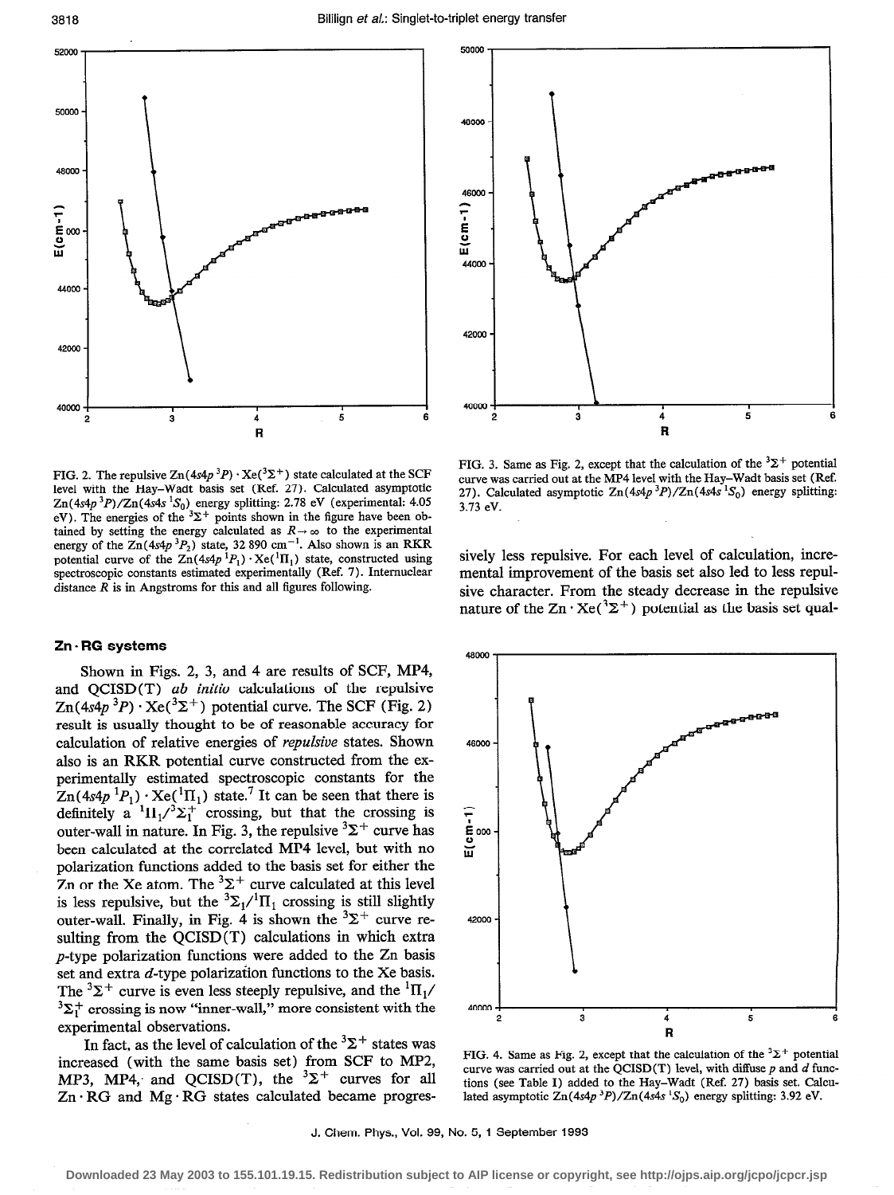FIG. 2. The repulsive $Zn(4s4p\ ^3P)\cdot Xe(^3\Sigma^+)$ state calculated at the SCF level with the Hay–Wadt basis set (Ref. 27). Calculated asymptotic $Zn(4s4p\ ^3P)/Zn(4s4s\ ^1S_0)$ energy splitting: 2.78 eV (experimental: 4.05 eV). The energies of the $^3\Sigma^+$ points shown in the figure have been obtained by setting the energy calculated as $R\rightarrow\infty$ to the experimental energy of the $Zn(4s4p\ ^3P_2)$ state, 32 890 $cm^{-1}$. Also shown is an RKR potential curve of the $Zn(4s4p\ ^1P_1)\cdot Xe(^1\Pi_1)$ state, constructed using spectroscopic constants estimated experimentally (Ref. 7). Internuclear distance $R$ is in Angstroms for this and all figures following.

FIG. 3. Same as Fig. 2, except that the calculation of the $^3\Sigma^+$ potential curve was carried out at the MP4 level with the Hay–Wadt basis set (Ref. 27). Calculated asymptotic $Zn(4s4p\ ^3P)/Zn(4s4s\ ^1S_0)$ energy splitting: 3.73 eV.

## Zn · RG systems

Shown in Figs. 2, 3, and 4 are results of SCF, MP4, and QCISD(T) *ab initio* calculations of the repulsive $Zn(4s4p\ ^3P)\cdot Xe(^3\Sigma^+)$ potential curve. The SCF (Fig. 2) result is usually thought to be of reasonable accuracy for calculation of relative energies of *repulsive* states. Shown also is an RKR potential curve constructed from the experimentally estimated spectroscopic constants for the $Zn(4s4p\ ^1P_1)\cdot Xe(^1\Pi_1)$ state.[7] It can be seen that there is definitely a $^1\Pi_1/^3\Sigma_1^+$ crossing, but that the crossing is outer-wall in nature. In Fig. 3, the repulsive $^3\Sigma^+$ curve has been calculated at the correlated MP4 level, but with no polarization functions added to the basis set for either the Zn or the Xe atom. The $^3\Sigma^+$ curve calculated at this level is less repulsive, but the $^3\Sigma_1/^1\Pi_1$ crossing is still slightly outer-wall. Finally, in Fig. 4 is shown the $^3\Sigma^+$ curve resulting from the QCISD(T) calculations in which extra $p$-type polarization functions were added to the Zn basis set and extra $d$-type polarization functions to the Xe basis. The $^3\Sigma^+$ curve is even less steeply repulsive, and the $^1\Pi_1/^3\Sigma_1^+$ crossing is now "inner-wall," more consistent with the experimental observations.

In fact, as the level of calculation of the $^3\Sigma^+$ states was increased (with the same basis set) from SCF to MP2, MP3, MP4, and QCISD(T), the $^3\Sigma^+$ curves for all Zn · RG and Mg · RG states calculated became progressively less repulsive. For each level of calculation, incremental improvement of the basis set also led to less repulsive character. From the steady decrease in the repulsive nature of the $Zn\cdot Xe(^3\Sigma^+)$ potential as the basis set qual-

FIG. 4. Same as Fig. 2, except that the calculation of the $^3\Sigma^+$ potential curve was carried out at the QCISD(T) level, with diffuse $p$ and $d$ functions (see Table I) added to the Hay–Wadt (Ref. 27) basis set. Calculated asymptotic $Zn(4s4p\ ^3P)/Zn(4s4s\ ^1S_0)$ energy splitting: 3.92 eV.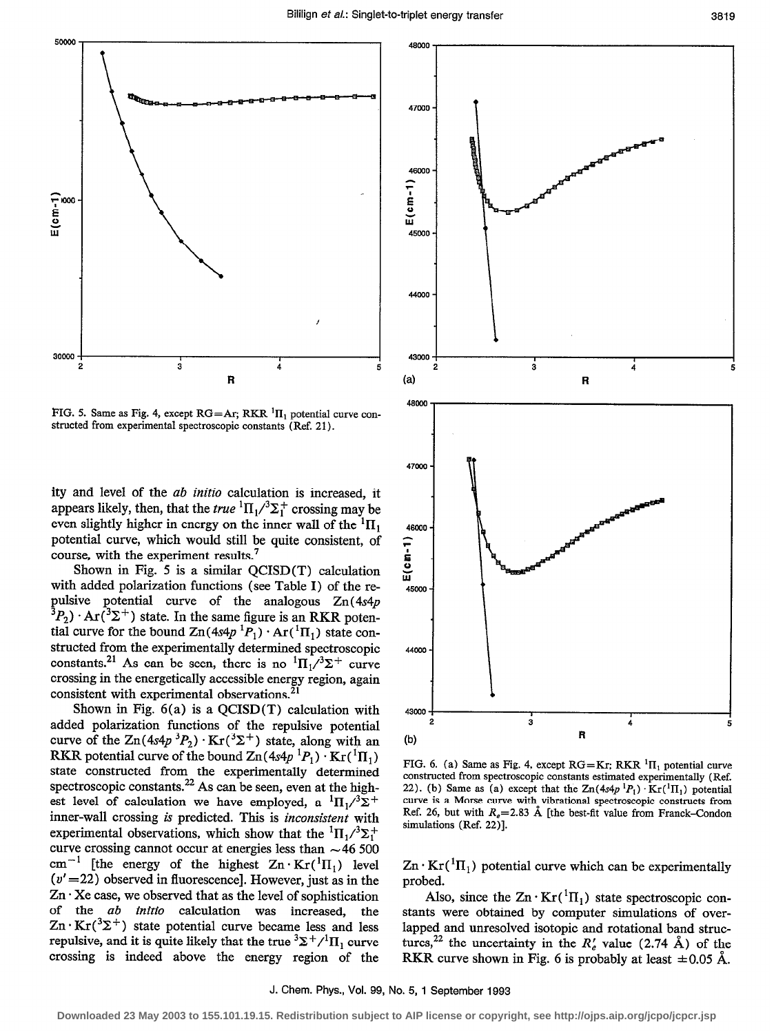FIG. 5. Same as Fig. 4, except RG=Ar; RKR $^1\Pi_1$ potential curve constructed from experimental spectroscopic constants (Ref. 21).

ity and level of the *ab initio* calculation is increased, it appears likely, then, that the *true* $^1\Pi_1/^3\Sigma_1^+$ crossing may be even slightly higher in energy on the inner wall of the $^1\Pi_1$ potential curve, which would still be quite consistent, of course, with the experiment results.[7]

Shown in Fig. 5 is a similar QCISD(T) calculation with added polarization functions (see Table I) of the repulsive potential curve of the analogous $\mathrm{Zn}(4s4p\ ^3P_2)\cdot\mathrm{Ar}(^3\Sigma^+)$ state. In the same figure is an RKR potential curve for the bound $\mathrm{Zn}(4s4p\ ^1P_1)\cdot\mathrm{Ar}(^1\Pi_1)$ state constructed from the experimentally determined spectroscopic constants.[21] As can be seen, there is no $^1\Pi_1/^3\Sigma^+$ curve crossing in the energetically accessible energy region, again consistent with experimental observations.[21]

Shown in Fig. 6(a) is a QCISD(T) calculation with added polarization functions of the repulsive potential curve of the $\mathrm{Zn}(4s4p\ ^3P_2)\cdot\mathrm{Kr}(^3\Sigma^+)$ state, along with an RKR potential curve of the bound $\mathrm{Zn}(4s4p\ ^1P_1)\cdot\mathrm{Kr}(^1\Pi_1)$ state constructed from the experimentally determined spectroscopic constants.[22] As can be seen, even at the highest level of calculation we have employed, a $^1\Pi_1/^3\Sigma^+$ inner-wall crossing *is* predicted. This is *inconsistent* with experimental observations, which show that the $^1\Pi_1/^3\Sigma_1^+$ curve crossing cannot occur at energies less than $\sim$46 500 $\mathrm{cm}^{-1}$ [the energy of the highest $\mathrm{Zn}\cdot\mathrm{Kr}(^1\Pi_1)$ level ($v'=22$) observed in fluorescence]. However, just as in the $\mathrm{Zn}\cdot\mathrm{Xe}$ case, we observed that as the level of sophistication of the *ab initio* calculation was increased, the $\mathrm{Zn}\cdot\mathrm{Kr}(^3\Sigma^+)$ state potential curve became less and less repulsive, and it is quite likely that the true $^3\Sigma^+/^1\Pi_1$ curve crossing is indeed above the energy region of the $\mathrm{Zn}\cdot\mathrm{Kr}(^1\Pi_1)$ potential curve which can be experimentally probed.

FIG. 6. (a) Same as Fig. 4, except RG=Kr; RKR $^1\Pi_1$ potential curve constructed from spectroscopic constants estimated experimentally (Ref. 22). (b) Same as (a) except that the $\mathrm{Zn}(4s4p\ ^1P_1)\cdot\mathrm{Kr}(^1\Pi_1)$ potential curve is a Morse curve with vibrational spectroscopic constructs from Ref. 26, but with $R_e$=2.83 Å [the best-fit value from Franck–Condon simulations (Ref. 22)].

Also, since the $\mathrm{Zn}\cdot\mathrm{Kr}(^1\Pi_1)$ state spectroscopic constants were obtained by computer simulations of overlapped and unresolved isotopic and rotational band structures,[22] the uncertainty in the $R_e'$ value (2.74 Å) of the RKR curve shown in Fig. 6 is probably at least $\pm$0.05 Å.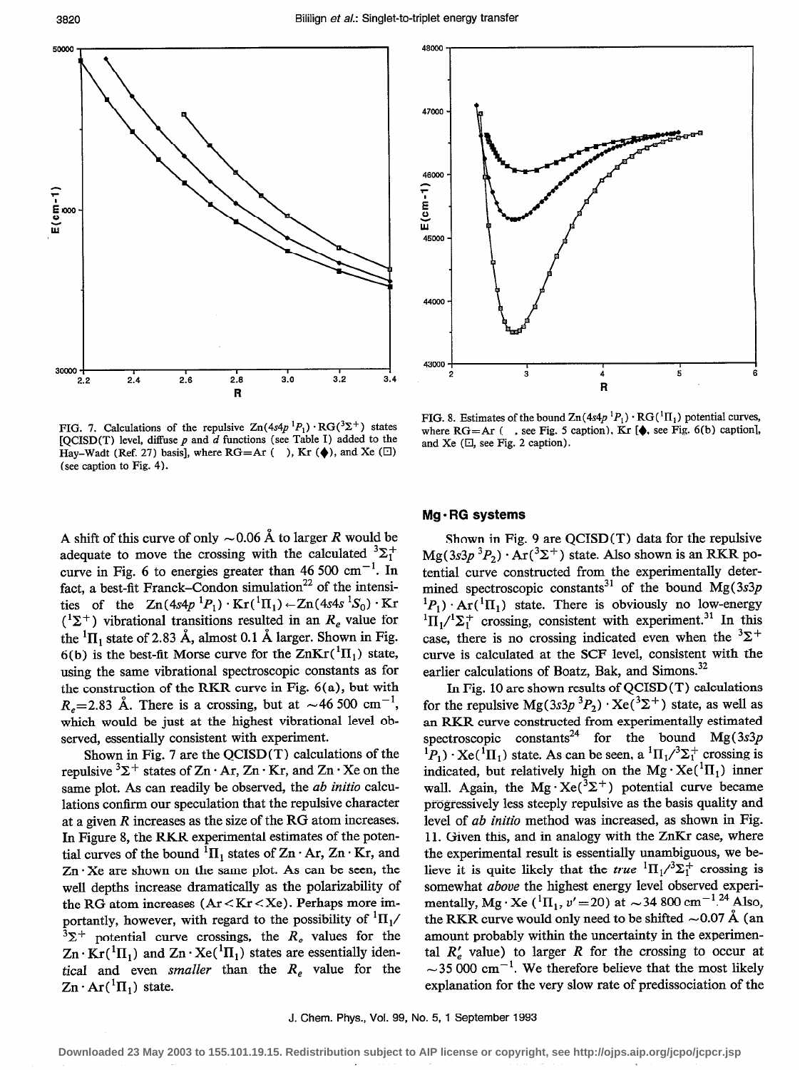FIG. 7. Calculations of the repulsive $Zn(4s4p\ ^1P_1)\cdot RG(^3\Sigma^+)$ states [QCISD(T) level, diffuse $p$ and $d$ functions (see Table I) added to the Hay–Wadt (Ref. 27) basis], where RG=Ar ( ), Kr (◆), and Xe (□) (see caption to Fig. 4).

FIG. 8. Estimates of the bound $Zn(4s4p\ ^1P_1)\cdot RG(^1\Pi_1)$ potential curves, where RG=Ar ( , see Fig. 5 caption), Kr [◆, see Fig. 6(b) caption], and Xe (□, see Fig. 2 caption).

A shift of this curve of only ~0.06 Å to larger $R$ would be adequate to move the crossing with the calculated $^3\Sigma_1^+$ curve in Fig. 6 to energies greater than 46 500 cm$^{-1}$. In fact, a best-fit Franck–Condon simulation[22] of the intensities of the $Zn(4s4p\ ^1P_1)\cdot Kr(^1\Pi_1)\leftarrow Zn(4s4s\ ^1S_0)\cdot Kr(^1\Sigma^+)$ vibrational transitions resulted in an $R_e$ value for the $^1\Pi_1$ state of 2.83 Å, almost 0.1 Å larger. Shown in Fig. 6(b) is the best-fit Morse curve for the $ZnKr(^1\Pi_1)$ state, using the same vibrational spectroscopic constants as for the construction of the RKR curve in Fig. 6(a), but with $R_e$=2.83 Å. There is a crossing, but at ~46 500 cm$^{-1}$, which would be just at the highest vibrational level observed, essentially consistent with experiment.

Shown in Fig. 7 are the QCISD(T) calculations of the repulsive $^3\Sigma^+$ states of Zn·Ar, Zn·Kr, and Zn·Xe on the same plot. As can readily be observed, the *ab initio* calculations confirm our speculation that the repulsive character at a given $R$ increases as the size of the RG atom increases. In Figure 8, the RKR experimental estimates of the potential curves of the bound $^1\Pi_1$ states of Zn·Ar, Zn·Kr, and Zn·Xe are shown on the same plot. As can be seen, the well depths increase dramatically as the polarizability of the RG atom increases (Ar<Kr<Xe). Perhaps more importantly, however, with regard to the possibility of $^1\Pi_1/^3\Sigma^+$ potential curve crossings, the $R_e$ values for the $Zn\cdot Kr(^1\Pi_1)$ and $Zn\cdot Xe(^1\Pi_1)$ states are essentially identical and even *smaller* than the $R_e$ value for the $Zn\cdot Ar(^1\Pi_1)$ state.

## Mg·RG systems

Shown in Fig. 9 are QCISD(T) data for the repulsive $Mg(3s3p\ ^3P_2)\cdot Ar(^3\Sigma^+)$ state. Also shown is an RKR potential curve constructed from the experimentally determined spectroscopic constants[31] of the bound $Mg(3s3p\ ^1P_1)\cdot Ar(^1\Pi_1)$ state. There is obviously no low-energy $^1\Pi_1/^1\Sigma_1^+$ crossing, consistent with experiment.[31] In this case, there is no crossing indicated even when the $^3\Sigma^+$ curve is calculated at the SCF level, consistent with the earlier calculations of Boatz, Bak, and Simons.[32]

In Fig. 10 are shown results of QCISD(T) calculations for the repulsive $Mg(3s3p\ ^3P_2)\cdot Xe(^3\Sigma^+)$ state, as well as an RKR curve constructed from experimentally estimated spectroscopic constants[24] for the bound $Mg(3s3p\ ^1P_1)\cdot Xe(^1\Pi_1)$ state. As can be seen, a $^1\Pi_1/^3\Sigma_1^+$ crossing is indicated, but relatively high on the $Mg\cdot Xe(^1\Pi_1)$ inner wall. Again, the $Mg\cdot Xe(^3\Sigma^+)$ potential curve became progressively less steeply repulsive as the basis quality and level of *ab initio* method was increased, as shown in Fig. 11. Given this, and in analogy with the ZnKr case, where the experimental result is essentially unambiguous, we believe it is quite likely that the *true* $^1\Pi_1/^3\Sigma_1^+$ crossing is somewhat *above* the highest energy level observed experimentally, $Mg\cdot Xe\ (^1\Pi_1, v'=20)$ at ~34 800 cm$^{-1}$.[24] Also, the RKR curve would only need to be shifted ~0.07 Å (an amount probably within the uncertainty in the experimental $R_e'$ value) to larger $R$ for the crossing to occur at ~35 000 cm$^{-1}$. We therefore believe that the most likely explanation for the very slow rate of predissociation of the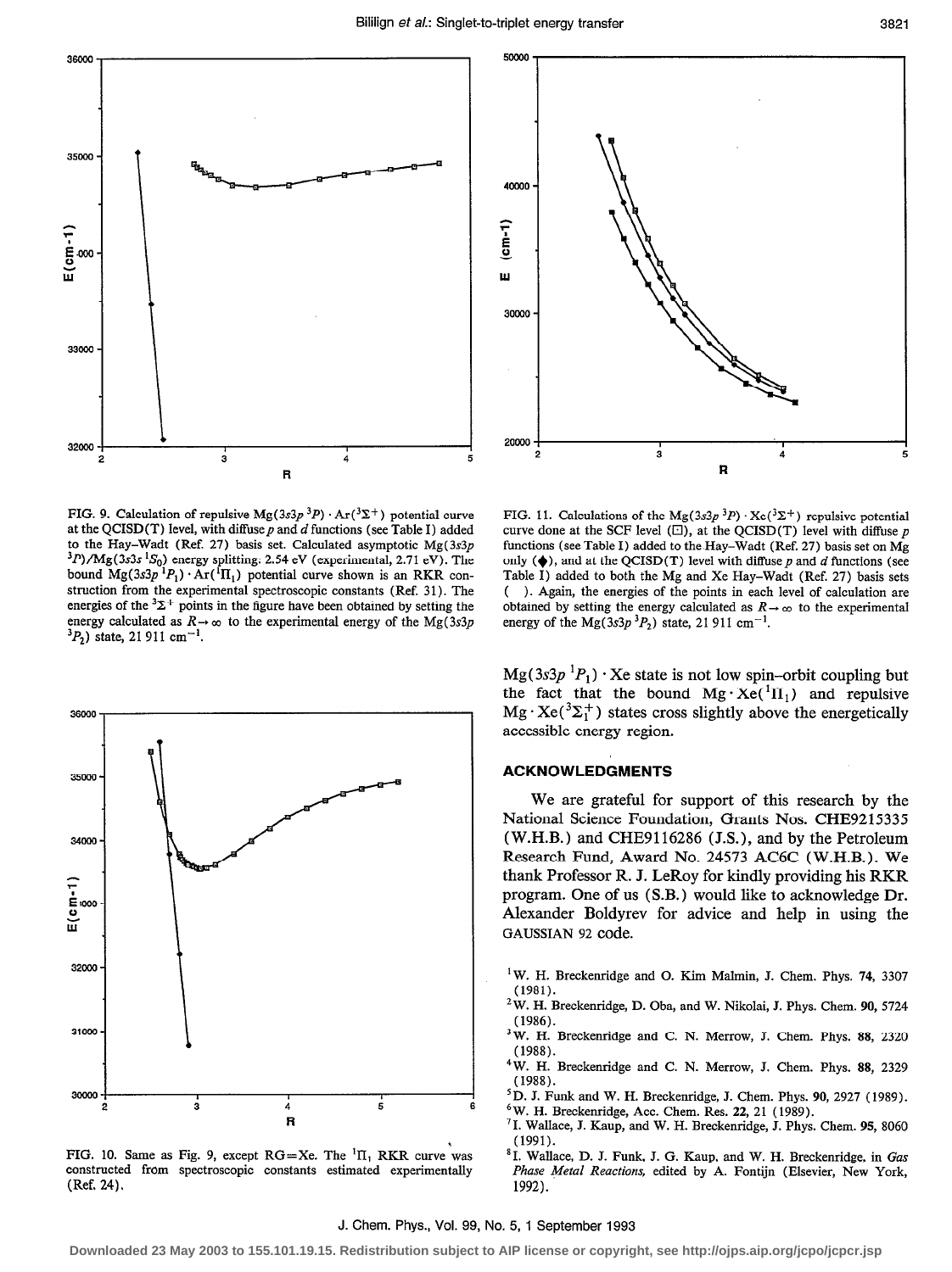FIG. 9. Calculation of repulsive $Mg(3s3p\ ^3P) \cdot Ar(^3\Sigma^+)$ potential curve at the QCISD(T) level, with diffuse $p$ and $d$ functions (see Table I) added to the Hay–Wadt (Ref. 27) basis set. Calculated asymptotic $Mg(3s3p\ ^3P)/Mg(3s3s\ ^1S_0)$ energy splitting: 2.54 eV (experimental, 2.71 eV). The bound $Mg(3s3p\ ^1P_1) \cdot Ar(^1\Pi_1)$ potential curve shown is an RKR construction from the experimental spectroscopic constants (Ref. 31). The energies of the $^3\Sigma^+$ points in the figure have been obtained by setting the energy calculated as $R \rightarrow \infty$ to the experimental energy of the $Mg(3s3p\ ^3P_2)$ state, 21 911 $cm^{-1}$.

FIG. 10. Same as Fig. 9, except RG=Xe. The $^1\Pi_1$ RKR curve was constructed from spectroscopic constants estimated experimentally (Ref. 24).

FIG. 11. Calculations of the $Mg(3s3p\ ^3P) \cdot Xe(^3\Sigma^+)$ repulsive potential curve done at the SCF level (□), at the QCISD(T) level with diffuse $p$ functions (see Table I) added to the Hay–Wadt (Ref. 27) basis set on Mg only (♦), and at the QCISD(T) level with diffuse $p$ and $d$ functions (see Table I) added to both the Mg and Xe Hay–Wadt (Ref. 27) basis sets ( ). Again, the energies of the points in each level of calculation are obtained by setting the energy calculated as $R \rightarrow \infty$ to the experimental energy of the $Mg(3s3p\ ^3P_2)$ state, 21 911 $cm^{-1}$.

$Mg(3s3p\ ^1P_1) \cdot Xe$ state is not low spin–orbit coupling but the fact that the bound $Mg \cdot Xe(^1\Pi_1)$ and repulsive $Mg \cdot Xe(^3\Sigma_1^+)$ states cross slightly above the energetically accessible energy region.

## ACKNOWLEDGMENTS

We are grateful for support of this research by the National Science Foundation, Grants Nos. CHE9215335 (W.H.B.) and CHE9116286 (J.S.), and by the Petroleum Research Fund, Award No. 24573 AC6C (W.H.B.). We thank Professor R. J. LeRoy for kindly providing his RKR program. One of us (S.B.) would like to acknowledge Dr. Alexander Boldyrev for advice and help in using the GAUSSIAN 92 code.

[1] W. H. Breckenridge and O. Kim Malmin, J. Chem. Phys. **74**, 3307 (1981).

[2] W. H. Breckenridge, D. Oba, and W. Nikolai, J. Phys. Chem. **90**, 5724 (1986).

[3] W. H. Breckenridge and C. N. Merrow, J. Chem. Phys. **88**, 2320 (1988).

[4] W. H. Breckenridge and C. N. Merrow, J. Chem. Phys. **88**, 2329 (1988).

[5] D. J. Funk and W. H. Breckenridge, J. Chem. Phys. **90**, 2927 (1989).

[6] W. H. Breckenridge, Acc. Chem. Res. **22**, 21 (1989).

[7] I. Wallace, J. Kaup, and W. H. Breckenridge, J. Phys. Chem. **95**, 8060 (1991).

[8] I. Wallace, D. J. Funk, J. G. Kaup, and W. H. Breckenridge, in *Gas Phase Metal Reactions*, edited by A. Fontijn (Elsevier, New York, 1992).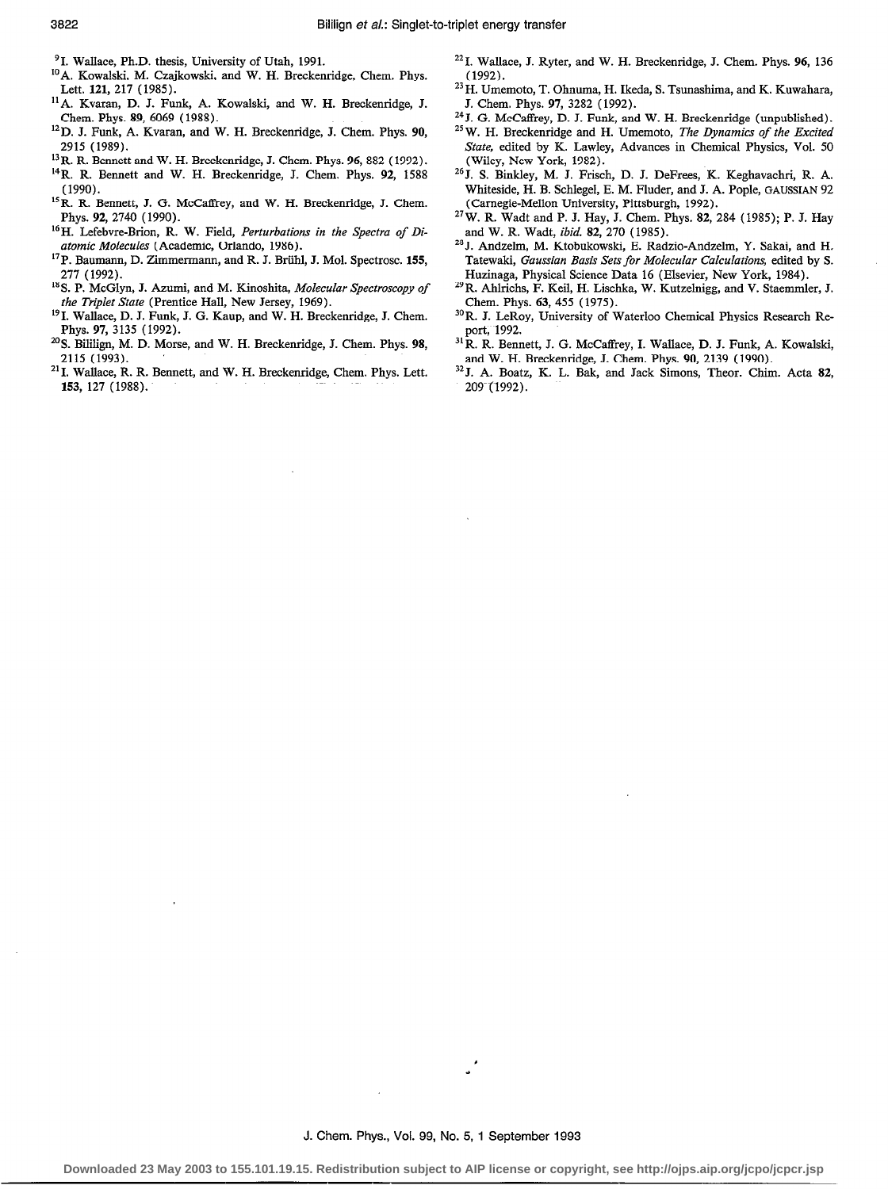[9] I. Wallace, Ph.D. thesis, University of Utah, 1991.

[10] A. Kowalski, M. Czajkowski, and W. H. Breckenridge, Chem. Phys. Lett. **121**, 217 (1985).

[11] A. Kvaran, D. J. Funk, A. Kowalski, and W. H. Breckenridge, J. Chem. Phys. **89**, 6069 (1988).

[12] D. J. Funk, A. Kvaran, and W. H. Breckenridge, J. Chem. Phys. **90**, 2915 (1989).

[13] R. R. Bennett and W. H. Breckenridge, J. Chem. Phys. **96**, 882 (1992).

[14] R. R. Bennett and W. H. Breckenridge, J. Chem. Phys. **92**, 1588 (1990).

[15] R. R. Bennett, J. G. McCaffrey, and W. H. Breckenridge, J. Chem. Phys. **92**, 2740 (1990).

[16] H. Lefebvre-Brion, R. W. Field, *Perturbations in the Spectra of Diatomic Molecules* (Academic, Orlando, 1986).

[17] P. Baumann, D. Zimmermann, and R. J. Brühl, J. Mol. Spectrosc. **155**, 277 (1992).

[18] S. P. McGlyn, J. Azumi, and M. Kinoshita, *Molecular Spectroscopy of the Triplet State* (Prentice Hall, New Jersey, 1969).

[19] I. Wallace, D. J. Funk, J. G. Kaup, and W. H. Breckenridge, J. Chem. Phys. **97**, 3135 (1992).

[20] S. Bililign, M. D. Morse, and W. H. Breckenridge, J. Chem. Phys. **98**, 2115 (1993).

[21] I. Wallace, R. R. Bennett, and W. H. Breckenridge, Chem. Phys. Lett. **153**, 127 (1988).

[22] I. Wallace, J. Ryter, and W. H. Breckenridge, J. Chem. Phys. **96**, 136 (1992).

[23] H. Umemoto, T. Ohnuma, H. Ikeda, S. Tsunashima, and K. Kuwahara, J. Chem. Phys. **97**, 3282 (1992).

[24] J. G. McCaffrey, D. J. Funk, and W. H. Breckenridge (unpublished).

[25] W. H. Breckenridge and H. Umemoto, *The Dynamics of the Excited State*, edited by K. Lawley, Advances in Chemical Physics, Vol. 50 (Wiley, New York, 1982).

[26] J. S. Binkley, M. J. Frisch, D. J. DeFrees, K. Keghavachri, R. A. Whiteside, H. B. Schlegel, E. M. Fluder, and J. A. Pople, GAUSSIAN 92 (Carnegie-Mellon University, Pittsburgh, 1992).

[27] W. R. Wadt and P. J. Hay, J. Chem. Phys. **82**, 284 (1985); P. J. Hay and W. R. Wadt, *ibid.* **82**, 270 (1985).

[28] J. Andzelm, M. Klobukowski, E. Radzio-Andzelm, Y. Sakai, and H. Tatewaki, *Gaussian Basis Sets for Molecular Calculations*, edited by S. Huzinaga, Physical Science Data 16 (Elsevier, New York, 1984).

[29] R. Ahlrichs, F. Keil, H. Lischka, W. Kutzelnigg, and V. Staemmler, J. Chem. Phys. **63**, 455 (1975).

[30] R. J. LeRoy, University of Waterloo Chemical Physics Research Report, 1992.

[31] R. R. Bennett, J. G. McCaffrey, I. Wallace, D. J. Funk, A. Kowalski, and W. H. Breckenridge, J. Chem. Phys. **90**, 2139 (1990).

[32] J. A. Boatz, K. L. Bak, and Jack Simons, Theor. Chim. Acta **82**, 209 (1992).